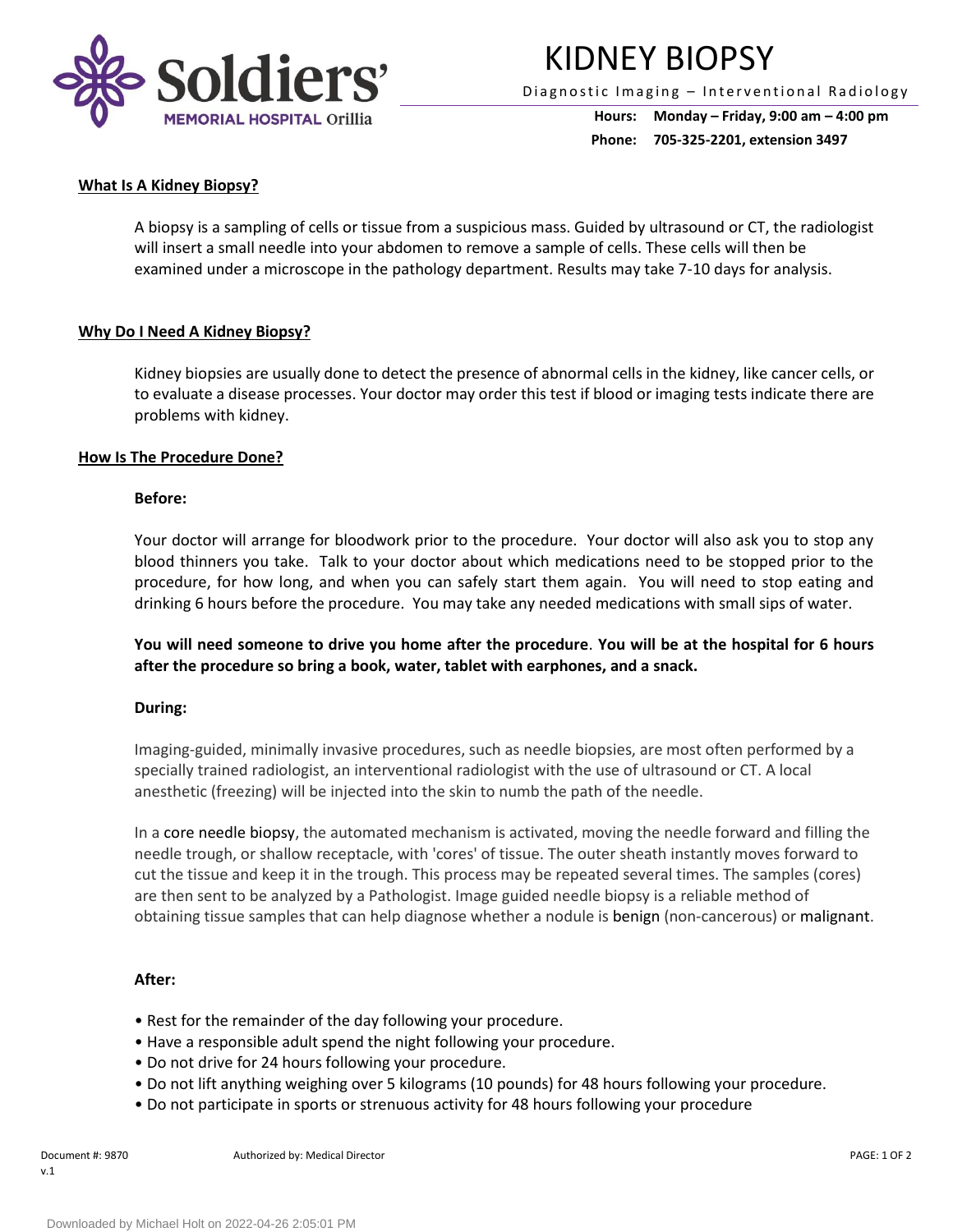Soldiers' MEMORIAL HOSPITAL Orillia

# KIDNEY BIOPSY

Diagnostic Imaging – Interventional Radiology

**Hours:** **Monday – Friday, 9:00 am – 4:00 pm**
**Phone:** **705-325-2201, extension 3497**

## What Is A Kidney Biopsy?

A biopsy is a sampling of cells or tissue from a suspicious mass. Guided by ultrasound or CT, the radiologist will insert a small needle into your abdomen to remove a sample of cells. These cells will then be examined under a microscope in the pathology department. Results may take 7-10 days for analysis.

## Why Do I Need A Kidney Biopsy?

Kidney biopsies are usually done to detect the presence of abnormal cells in the kidney, like cancer cells, or to evaluate a disease processes. Your doctor may order this test if blood or imaging tests indicate there are problems with kidney.

## How Is The Procedure Done?

### Before:

Your doctor will arrange for bloodwork prior to the procedure. Your doctor will also ask you to stop any blood thinners you take. Talk to your doctor about which medications need to be stopped prior to the procedure, for how long, and when you can safely start them again. You will need to stop eating and drinking 6 hours before the procedure. You may take any needed medications with small sips of water.

**You will need someone to drive you home after the procedure. You will be at the hospital for 6 hours after the procedure so bring a book, water, tablet with earphones, and a snack.**

### During:

Imaging-guided, minimally invasive procedures, such as needle biopsies, are most often performed by a specially trained radiologist, an interventional radiologist with the use of ultrasound or CT. A local anesthetic (freezing) will be injected into the skin to numb the path of the needle.

In a core needle biopsy, the automated mechanism is activated, moving the needle forward and filling the needle trough, or shallow receptacle, with 'cores' of tissue. The outer sheath instantly moves forward to cut the tissue and keep it in the trough. This process may be repeated several times. The samples (cores) are then sent to be analyzed by a Pathologist. Image guided needle biopsy is a reliable method of obtaining tissue samples that can help diagnose whether a nodule is benign (non-cancerous) or malignant.

### After:

- Rest for the remainder of the day following your procedure.
- Have a responsible adult spend the night following your procedure.
- Do not drive for 24 hours following your procedure.
- Do not lift anything weighing over 5 kilograms (10 pounds) for 48 hours following your procedure.
- Do not participate in sports or strenuous activity for 48 hours following your procedure

Document #: 9870 v.1 Authorized by: Medical Director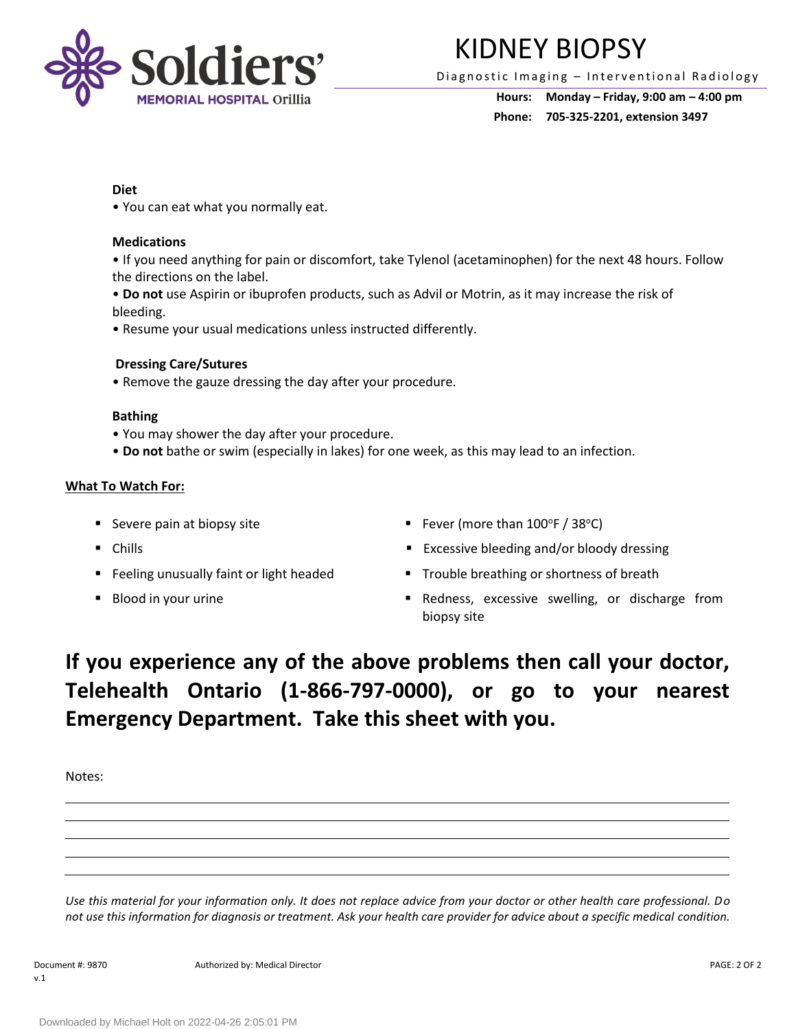# KIDNEY BIOPSY

Diagnostic Imaging – Interventional Radiology

**Hours:** **Monday – Friday, 9:00 am – 4:00 pm**
**Phone:** **705-325-2201, extension 3497**

**Diet**

• You can eat what you normally eat.

**Medications**

• If you need anything for pain or discomfort, take Tylenol (acetaminophen) for the next 48 hours. Follow the directions on the label.

• **Do not** use Aspirin or ibuprofen products, such as Advil or Motrin, as it may increase the risk of bleeding.

• Resume your usual medications unless instructed differently.

**Dressing Care/Sutures**

• Remove the gauze dressing the day after your procedure.

**Bathing**

• You may shower the day after your procedure.

• **Do not** bathe or swim (especially in lakes) for one week, as this may lead to an infection.

## What To Watch For:

- Severe pain at biopsy site
- Chills
- Feeling unusually faint or light headed
- Blood in your urine
- Fever (more than 100°F / 38°C)
- Excessive bleeding and/or bloody dressing
- Trouble breathing or shortness of breath
- Redness, excessive swelling, or discharge from biopsy site

## If you experience any of the above problems then call your doctor, Telehealth Ontario (1-866-797-0000), or go to your nearest Emergency Department. Take this sheet with you.

Notes:

*Use this material for your information only. It does not replace advice from your doctor or other health care professional. Do not use this information for diagnosis or treatment. Ask your health care provider for advice about a specific medical condition.*

Document #: 9870
v.1

Authorized by: Medical Director